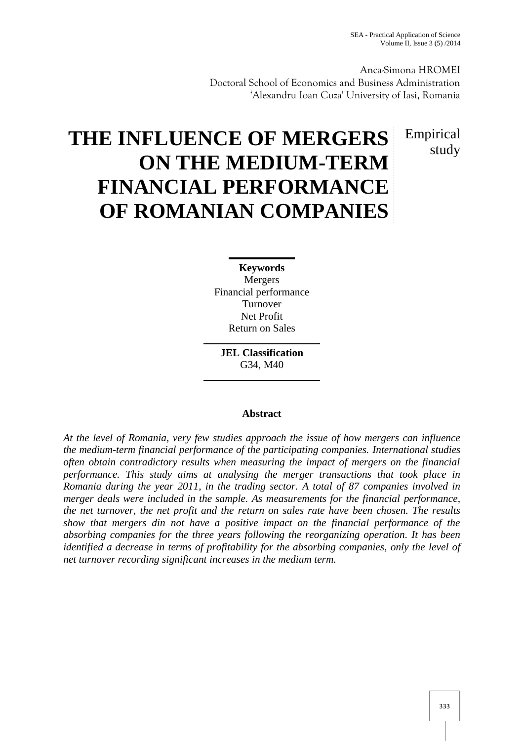Anca-Simona HROMEI
Doctoral School of Economics and Business Administration
'Alexandru Ioan Cuza' University of Iasi, Romania

# THE INFLUENCE OF MERGERS ON THE MEDIUM-TERM FINANCIAL PERFORMANCE OF ROMANIAN COMPANIES

Empirical study

**Keywords**
Mergers
Financial performance
Turnover
Net Profit
Return on Sales

**JEL Classification**
G34, M40

**Abstract**

*At the level of Romania, very few studies approach the issue of how mergers can influence the medium-term financial performance of the participating companies. International studies often obtain contradictory results when measuring the impact of mergers on the financial performance. This study aims at analysing the merger transactions that took place in Romania during the year 2011, in the trading sector. A total of 87 companies involved in merger deals were included in the sample. As measurements for the financial performance, the net turnover, the net profit and the return on sales rate have been chosen. The results show that mergers din not have a positive impact on the financial performance of the absorbing companies for the three years following the reorganizing operation. It has been identified a decrease in terms of profitability for the absorbing companies, only the level of net turnover recording significant increases in the medium term.*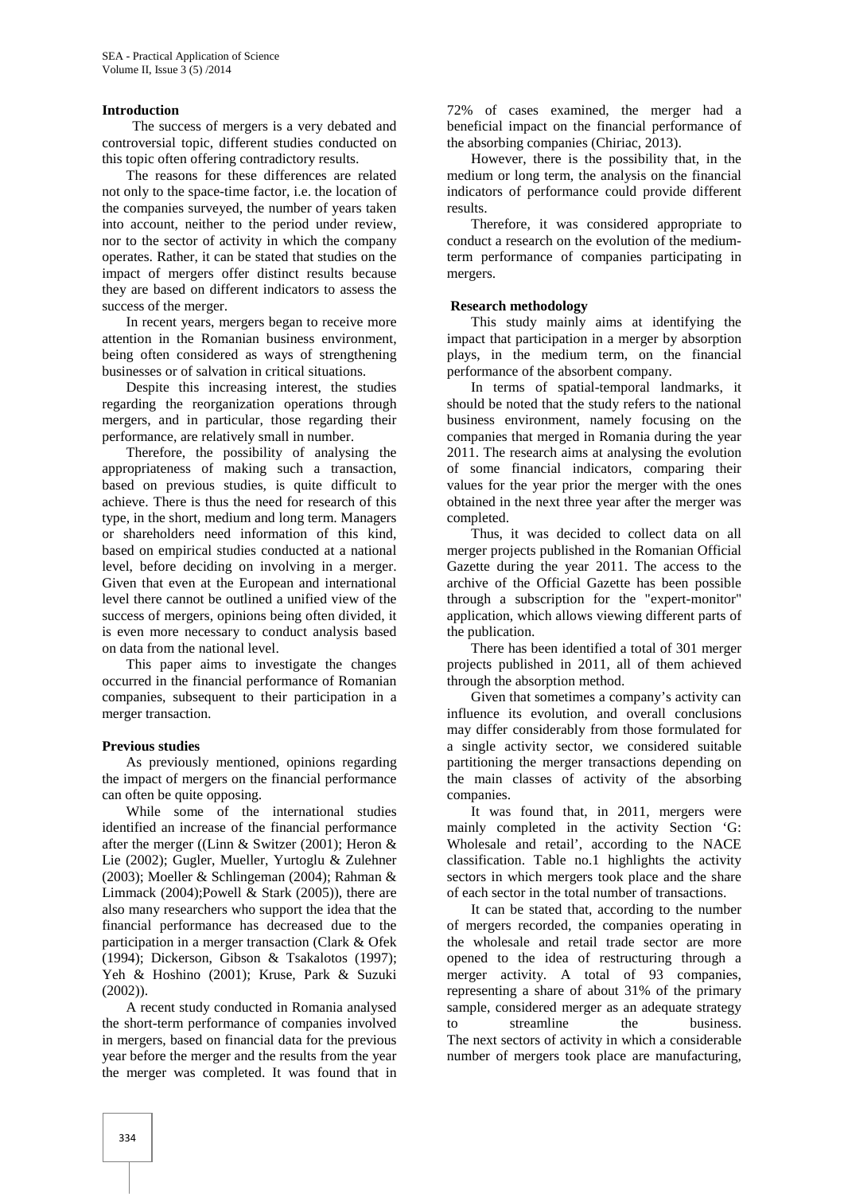## Introduction

The success of mergers is a very debated and controversial topic, different studies conducted on this topic often offering contradictory results.

The reasons for these differences are related not only to the space-time factor, i.e. the location of the companies surveyed, the number of years taken into account, neither to the period under review, nor to the sector of activity in which the company operates. Rather, it can be stated that studies on the impact of mergers offer distinct results because they are based on different indicators to assess the success of the merger.

In recent years, mergers began to receive more attention in the Romanian business environment, being often considered as ways of strengthening businesses or of salvation in critical situations.

Despite this increasing interest, the studies regarding the reorganization operations through mergers, and in particular, those regarding their performance, are relatively small in number.

Therefore, the possibility of analysing the appropriateness of making such a transaction, based on previous studies, is quite difficult to achieve. There is thus the need for research of this type, in the short, medium and long term. Managers or shareholders need information of this kind, based on empirical studies conducted at a national level, before deciding on involving in a merger. Given that even at the European and international level there cannot be outlined a unified view of the success of mergers, opinions being often divided, it is even more necessary to conduct analysis based on data from the national level.

This paper aims to investigate the changes occurred in the financial performance of Romanian companies, subsequent to their participation in a merger transaction.

## Previous studies

As previously mentioned, opinions regarding the impact of mergers on the financial performance can often be quite opposing.

While some of the international studies identified an increase of the financial performance after the merger ((Linn & Switzer (2001); Heron & Lie (2002); Gugler, Mueller, Yurtoglu & Zulehner (2003); Moeller & Schlingeman (2004); Rahman & Limmack (2004);Powell & Stark (2005)), there are also many researchers who support the idea that the financial performance has decreased due to the participation in a merger transaction (Clark & Ofek (1994); Dickerson, Gibson & Tsakalotos (1997); Yeh & Hoshino (2001); Kruse, Park & Suzuki (2002)).

A recent study conducted in Romania analysed the short-term performance of companies involved in mergers, based on financial data for the previous year before the merger and the results from the year the merger was completed. It was found that in 72% of cases examined, the merger had a beneficial impact on the financial performance of the absorbing companies (Chiriac, 2013).

However, there is the possibility that, in the medium or long term, the analysis on the financial indicators of performance could provide different results.

Therefore, it was considered appropriate to conduct a research on the evolution of the medium-term performance of companies participating in mergers.

## Research methodology

This study mainly aims at identifying the impact that participation in a merger by absorption plays, in the medium term, on the financial performance of the absorbent company.

In terms of spatial-temporal landmarks, it should be noted that the study refers to the national business environment, namely focusing on the companies that merged in Romania during the year 2011. The research aims at analysing the evolution of some financial indicators, comparing their values for the year prior the merger with the ones obtained in the next three year after the merger was completed.

Thus, it was decided to collect data on all merger projects published in the Romanian Official Gazette during the year 2011. The access to the archive of the Official Gazette has been possible through a subscription for the "expert-monitor" application, which allows viewing different parts of the publication.

There has been identified a total of 301 merger projects published in 2011, all of them achieved through the absorption method.

Given that sometimes a company's activity can influence its evolution, and overall conclusions may differ considerably from those formulated for a single activity sector, we considered suitable partitioning the merger transactions depending on the main classes of activity of the absorbing companies.

It was found that, in 2011, mergers were mainly completed in the activity Section 'G: Wholesale and retail', according to the NACE classification. Table no.1 highlights the activity sectors in which mergers took place and the share of each sector in the total number of transactions.

It can be stated that, according to the number of mergers recorded, the companies operating in the wholesale and retail trade sector are more opened to the idea of restructuring through a merger activity. A total of 93 companies, representing a share of about 31% of the primary sample, considered merger as an adequate strategy to streamline the business. The next sectors of activity in which a considerable number of mergers took place are manufacturing,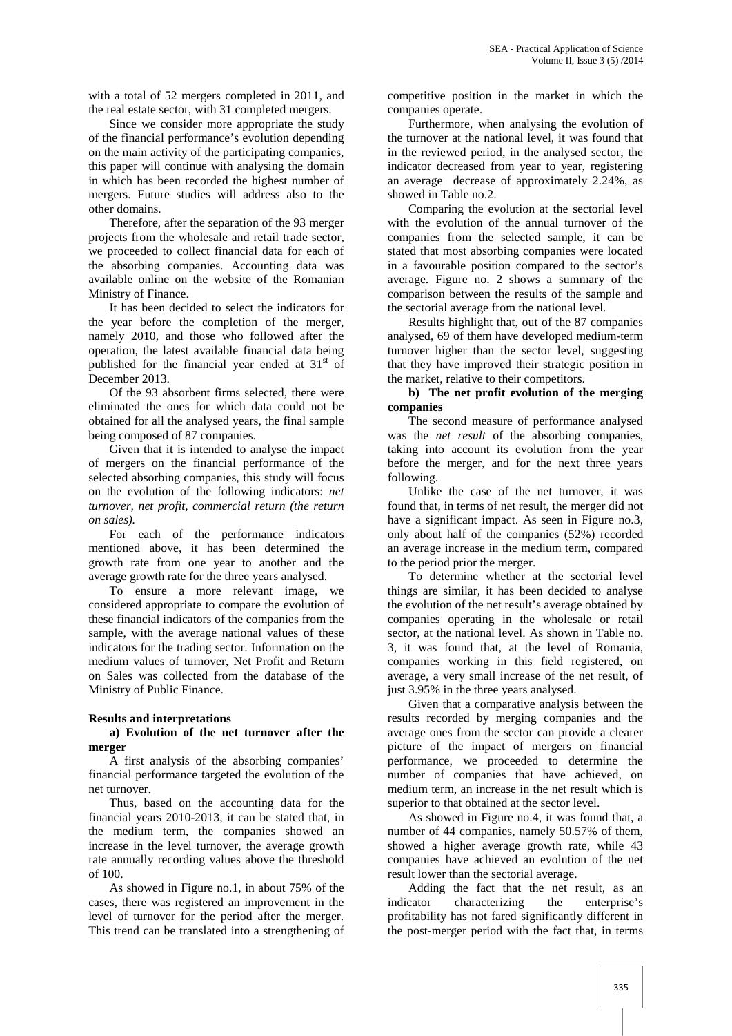with a total of 52 mergers completed in 2011, and the real estate sector, with 31 completed mergers.

Since we consider more appropriate the study of the financial performance's evolution depending on the main activity of the participating companies, this paper will continue with analysing the domain in which has been recorded the highest number of mergers. Future studies will address also to the other domains.

Therefore, after the separation of the 93 merger projects from the wholesale and retail trade sector, we proceeded to collect financial data for each of the absorbing companies. Accounting data was available online on the website of the Romanian Ministry of Finance.

It has been decided to select the indicators for the year before the completion of the merger, namely 2010, and those who followed after the operation, the latest available financial data being published for the financial year ended at 31[st] of December 2013.

Of the 93 absorbent firms selected, there were eliminated the ones for which data could not be obtained for all the analysed years, the final sample being composed of 87 companies.

Given that it is intended to analyse the impact of mergers on the financial performance of the selected absorbing companies, this study will focus on the evolution of the following indicators: *net turnover, net profit, commercial return (the return on sales).*

For each of the performance indicators mentioned above, it has been determined the growth rate from one year to another and the average growth rate for the three years analysed.

To ensure a more relevant image, we considered appropriate to compare the evolution of these financial indicators of the companies from the sample, with the average national values of these indicators for the trading sector. Information on the medium values of turnover, Net Profit and Return on Sales was collected from the database of the Ministry of Public Finance.

## Results and interpretations

### a) Evolution of the net turnover after the merger

A first analysis of the absorbing companies' financial performance targeted the evolution of the net turnover.

Thus, based on the accounting data for the financial years 2010-2013, it can be stated that, in the medium term, the companies showed an increase in the level turnover, the average growth rate annually recording values above the threshold of 100.

As showed in Figure no.1, in about 75% of the cases, there was registered an improvement in the level of turnover for the period after the merger. This trend can be translated into a strengthening of competitive position in the market in which the companies operate.

Furthermore, when analysing the evolution of the turnover at the national level, it was found that in the reviewed period, in the analysed sector, the indicator decreased from year to year, registering an average decrease of approximately 2.24%, as showed in Table no.2.

Comparing the evolution at the sectorial level with the evolution of the annual turnover of the companies from the selected sample, it can be stated that most absorbing companies were located in a favourable position compared to the sector's average. Figure no. 2 shows a summary of the comparison between the results of the sample and the sectorial average from the national level.

Results highlight that, out of the 87 companies analysed, 69 of them have developed medium-term turnover higher than the sector level, suggesting that they have improved their strategic position in the market, relative to their competitors.

### b) The net profit evolution of the merging companies

The second measure of performance analysed was the *net result* of the absorbing companies, taking into account its evolution from the year before the merger, and for the next three years following.

Unlike the case of the net turnover, it was found that, in terms of net result, the merger did not have a significant impact. As seen in Figure no.3, only about half of the companies (52%) recorded an average increase in the medium term, compared to the period prior the merger.

To determine whether at the sectorial level things are similar, it has been decided to analyse the evolution of the net result's average obtained by companies operating in the wholesale or retail sector, at the national level. As shown in Table no. 3, it was found that, at the level of Romania, companies working in this field registered, on average, a very small increase of the net result, of just 3.95% in the three years analysed.

Given that a comparative analysis between the results recorded by merging companies and the average ones from the sector can provide a clearer picture of the impact of mergers on financial performance, we proceeded to determine the number of companies that have achieved, on medium term, an increase in the net result which is superior to that obtained at the sector level.

As showed in Figure no.4, it was found that, a number of 44 companies, namely 50.57% of them, showed a higher average growth rate, while 43 companies have achieved an evolution of the net result lower than the sectorial average.

Adding the fact that the net result, as an indicator characterizing the enterprise's profitability has not fared significantly different in the post-merger period with the fact that, in terms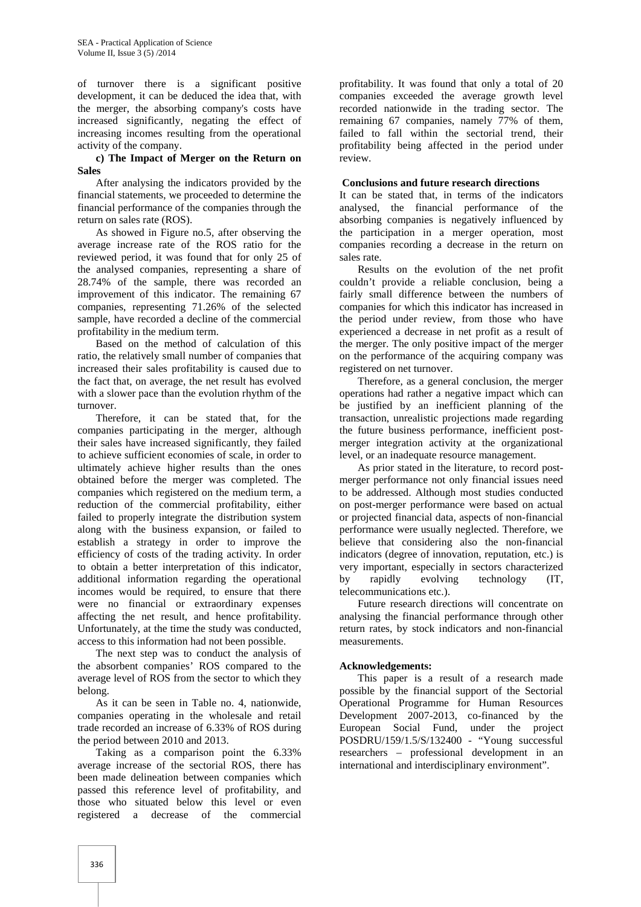of turnover there is a significant positive development, it can be deduced the idea that, with the merger, the absorbing company's costs have increased significantly, negating the effect of increasing incomes resulting from the operational activity of the company.

**c) The Impact of Merger on the Return on Sales**

After analysing the indicators provided by the financial statements, we proceeded to determine the financial performance of the companies through the return on sales rate (ROS).

As showed in Figure no.5, after observing the average increase rate of the ROS ratio for the reviewed period, it was found that for only 25 of the analysed companies, representing a share of 28.74% of the sample, there was recorded an improvement of this indicator. The remaining 67 companies, representing 71.26% of the selected sample, have recorded a decline of the commercial profitability in the medium term.

Based on the method of calculation of this ratio, the relatively small number of companies that increased their sales profitability is caused due to the fact that, on average, the net result has evolved with a slower pace than the evolution rhythm of the turnover.

Therefore, it can be stated that, for the companies participating in the merger, although their sales have increased significantly, they failed to achieve sufficient economies of scale, in order to ultimately achieve higher results than the ones obtained before the merger was completed. The companies which registered on the medium term, a reduction of the commercial profitability, either failed to properly integrate the distribution system along with the business expansion, or failed to establish a strategy in order to improve the efficiency of costs of the trading activity. In order to obtain a better interpretation of this indicator, additional information regarding the operational incomes would be required, to ensure that there were no financial or extraordinary expenses affecting the net result, and hence profitability. Unfortunately, at the time the study was conducted, access to this information had not been possible.

The next step was to conduct the analysis of the absorbent companies' ROS compared to the average level of ROS from the sector to which they belong.

As it can be seen in Table no. 4, nationwide, companies operating in the wholesale and retail trade recorded an increase of 6.33% of ROS during the period between 2010 and 2013.

Taking as a comparison point the 6.33% average increase of the sectorial ROS, there has been made delineation between companies which passed this reference level of profitability, and those who situated below this level or even registered a decrease of the commercial profitability. It was found that only a total of 20 companies exceeded the average growth level recorded nationwide in the trading sector. The remaining 67 companies, namely 77% of them, failed to fall within the sectorial trend, their profitability being affected in the period under review.

## Conclusions and future research directions

It can be stated that, in terms of the indicators analysed, the financial performance of the absorbing companies is negatively influenced by the participation in a merger operation, most companies recording a decrease in the return on sales rate.

Results on the evolution of the net profit couldn't provide a reliable conclusion, being a fairly small difference between the numbers of companies for which this indicator has increased in the period under review, from those who have experienced a decrease in net profit as a result of the merger. The only positive impact of the merger on the performance of the acquiring company was registered on net turnover.

Therefore, as a general conclusion, the merger operations had rather a negative impact which can be justified by an inefficient planning of the transaction, unrealistic projections made regarding the future business performance, inefficient post-merger integration activity at the organizational level, or an inadequate resource management.

As prior stated in the literature, to record post-merger performance not only financial issues need to be addressed. Although most studies conducted on post-merger performance were based on actual or projected financial data, aspects of non-financial performance were usually neglected. Therefore, we believe that considering also the non-financial indicators (degree of innovation, reputation, etc.) is very important, especially in sectors characterized by rapidly evolving technology (IT, telecommunications etc.).

Future research directions will concentrate on analysing the financial performance through other return rates, by stock indicators and non-financial measurements.

## Acknowledgements:

This paper is a result of a research made possible by the financial support of the Sectorial Operational Programme for Human Resources Development 2007-2013, co-financed by the European Social Fund, under the project POSDRU/159/1.5/S/132400 - "Young successful researchers – professional development in an international and interdisciplinary environment".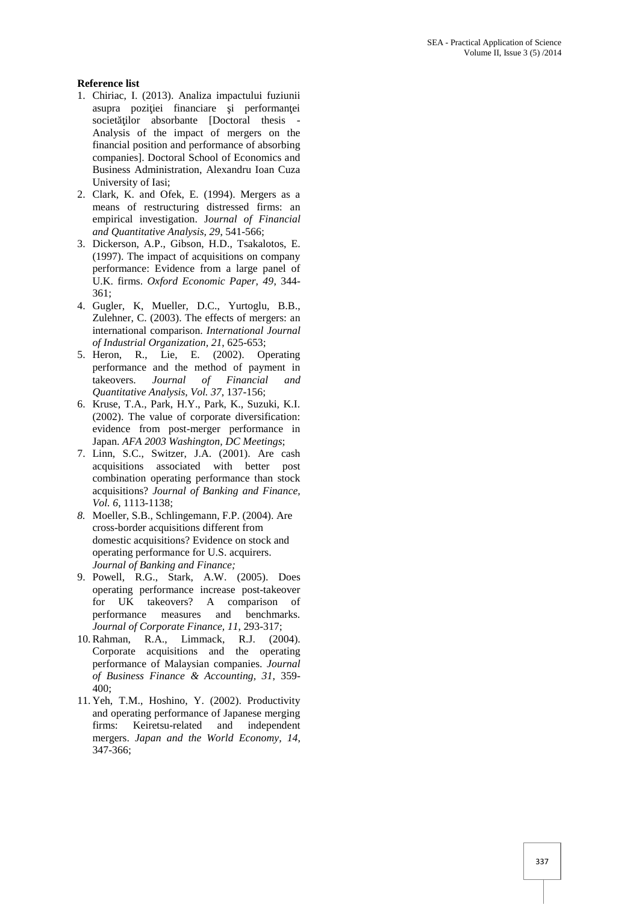**Reference list**

1. Chiriac, I. (2013). Analiza impactului fuziunii asupra poziţiei financiare şi performanţei societăţilor absorbante [Doctoral thesis - Analysis of the impact of mergers on the financial position and performance of absorbing companies]. Doctoral School of Economics and Business Administration, Alexandru Ioan Cuza University of Iasi;
2. Clark, K. and Ofek, E. (1994). Mergers as a means of restructuring distressed firms: an empirical investigation. J*ournal of Financial and Quantitative Analysis, 29*, 541-566;
3. Dickerson, A.P., Gibson, H.D., Tsakalotos, E. (1997). The impact of acquisitions on company performance: Evidence from a large panel of U.K. firms. *Oxford Economic Paper, 49*, 344-361;
4. Gugler, K, Mueller, D.C., Yurtoglu, B.B., Zulehner, C. (2003). The effects of mergers: an international comparison. *International Journal of Industrial Organization, 21*, 625-653;
5. Heron, R., Lie, E. (2002). Operating performance and the method of payment in takeovers. *Journal of Financial and Quantitative Analysis, Vol. 37*, 137-156;
6. Kruse, T.A., Park, H.Y., Park, K., Suzuki, K.I. (2002). The value of corporate diversification: evidence from post-merger performance in Japan. *AFA 2003 Washington, DC Meetings*;
7. Linn, S.C., Switzer, J.A. (2001). Are cash acquisitions associated with better post combination operating performance than stock acquisitions? *Journal of Banking and Finance, Vol. 6*, 1113-1138;
8. Moeller, S.B., Schlingemann, F.P. (2004). Are cross-border acquisitions different from domestic acquisitions? Evidence on stock and operating performance for U.S. acquirers. *Journal of Banking and Finance;*
9. Powell, R.G., Stark, A.W. (2005). Does operating performance increase post-takeover for UK takeovers? A comparison of performance measures and benchmarks. *Journal of Corporate Finance, 11*, 293-317;
10. Rahman, R.A., Limmack, R.J. (2004). Corporate acquisitions and the operating performance of Malaysian companies. *Journal of Business Finance & Accounting, 31*, 359-400;
11. Yeh, T.M., Hoshino, Y. (2002). Productivity and operating performance of Japanese merging firms: Keiretsu-related and independent mergers. *Japan and the World Economy, 14*, 347-366;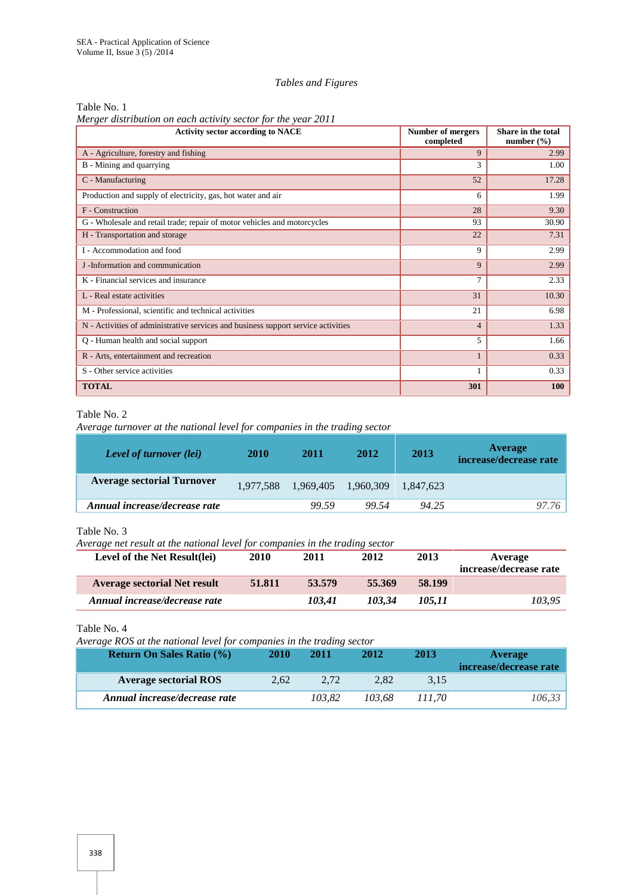*Tables and Figures*

Table No. 1

*Merger distribution on each activity sector for the year 2011*

| Activity sector according to NACE | Number of mergers completed | Share in the total number (%) |
|---|---|---|
| A - Agriculture, forestry and fishing | 9 | 2.99 |
| B - Mining and quarrying | 3 | 1.00 |
| C - Manufacturing | 52 | 17.28 |
| Production and supply of electricity, gas, hot water and air | 6 | 1.99 |
| F - Construction | 28 | 9.30 |
| G - Wholesale and retail trade; repair of motor vehicles and motorcycles | 93 | 30.90 |
| H - Transportation and storage | 22 | 7.31 |
| I - Accommodation and food | 9 | 2.99 |
| J -Information and communication | 9 | 2.99 |
| K - Financial services and insurance | 7 | 2.33 |
| L - Real estate activities | 31 | 10.30 |
| M - Professional, scientific and technical activities | 21 | 6.98 |
| N - Activities of administrative services and business support service activities | 4 | 1.33 |
| Q - Human health and social support | 5 | 1.66 |
| R - Arts, entertainment and recreation | 1 | 0.33 |
| S - Other service activities | 1 | 0.33 |
| **TOTAL** | **301** | **100** |

Table No. 2

*Average turnover at the national level for companies in the trading sector*

| *Level of turnover (lei)* | 2010 | 2011 | 2012 | 2013 | Average increase/decrease rate |
|---|---|---|---|---|---|
| **Average sectorial Turnover** | 1,977,588 | 1,969,405 | 1,960,309 | 1,847,623 | |
| ***Annual increase/decrease rate*** | | *99.59* | *99.54* | *94.25* | *97.76* |

Table No. 3

*Average net result at the national level for companies in the trading sector*

| Level of the Net Result(lei) | 2010 | 2011 | 2012 | 2013 | Average increase/decrease rate |
|---|---|---|---|---|---|
| **Average sectorial Net result** | **51.811** | **53.579** | **55.369** | **58.199** | |
| ***Annual increase/decrease rate*** | | ***103,41*** | ***103,34*** | ***105,11*** | ***103,95*** |

Table No. 4

*Average ROS at the national level for companies in the trading sector*

| Return On Sales Ratio (%) | 2010 | 2011 | 2012 | 2013 | Average increase/decrease rate |
|---|---|---|---|---|---|
| **Average sectorial ROS** | 2,62 | 2,72 | 2,82 | 3,15 | |
| ***Annual increase/decrease rate*** | | *103,82* | *103,68* | *111,70* | *106,33* |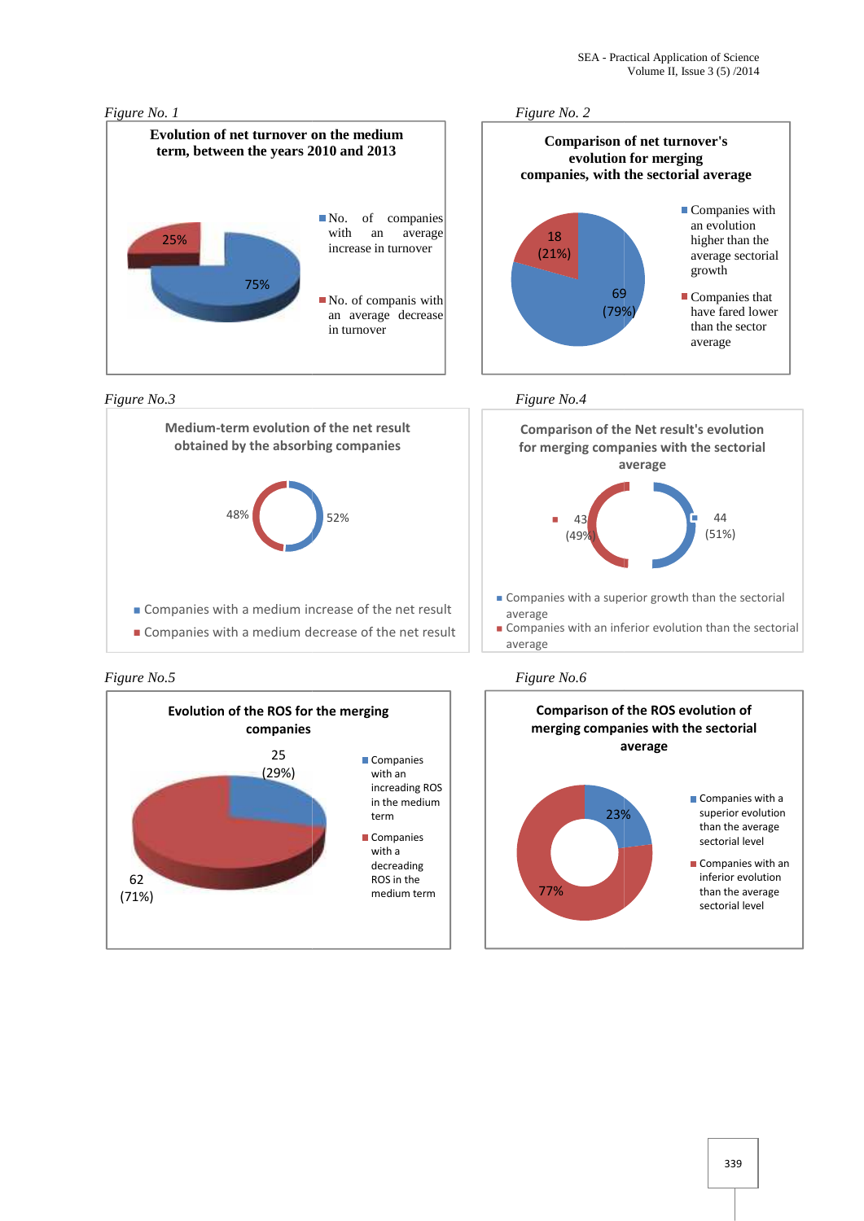*Figure No. 1*

**Evolution of net turnover on the medium term, between the years 2010 and 2013**

25%

75%

- No. of companies with an average increase in turnover
- No. of companis with an average decrease in turnover

*Figure No. 2*

**Comparison of net turnover's evolution for merging companies, with the sectorial average**

18 (21%)

69 (79%)

- Companies with an evolution higher than the average sectorial growth
- Companies that have fared lower than the sector average

*Figure No.3*

**Medium-term evolution of the net result obtained by the absorbing companies**

48%

52%

- Companies with a medium increase of the net result
- Companies with a medium decrease of the net result

*Figure No.4*

**Comparison of the Net result's evolution for merging companies with the sectorial average**

43 (49%)

44 (51%)

- Companies with a superior growth than the sectorial average
- Companies with an inferior evolution than the sectorial average

*Figure No.5*

**Evolution of the ROS for the merging companies**

25 (29%)

62 (71%)

- Companies with an increading ROS in the medium term
- Companies with a decreading ROS in the medium term

*Figure No.6*

**Comparison of the ROS evolution of merging companies with the sectorial average**

23%

77%

- Companies with a superior evolution than the average sectorial level
- Companies with an inferior evolution than the average sectorial level